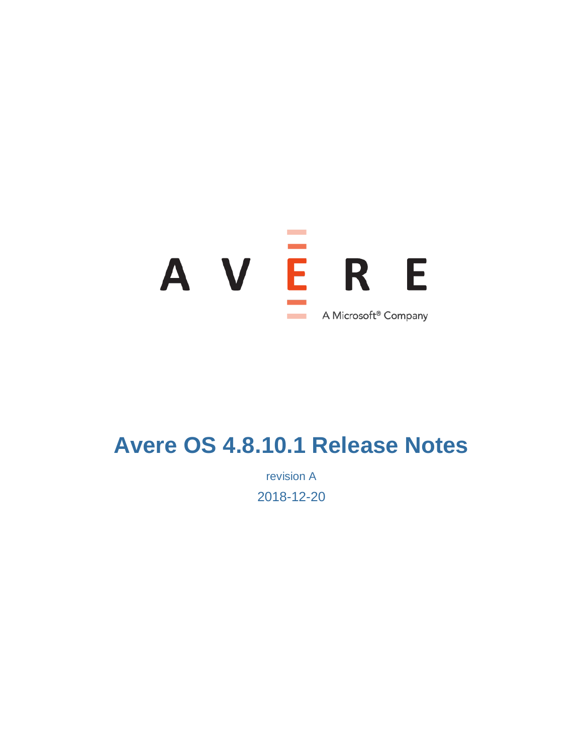AVERE

A Microsoft® Company

# Avere OS 4.8.10.1 Release Notes

revision A

2018-12-20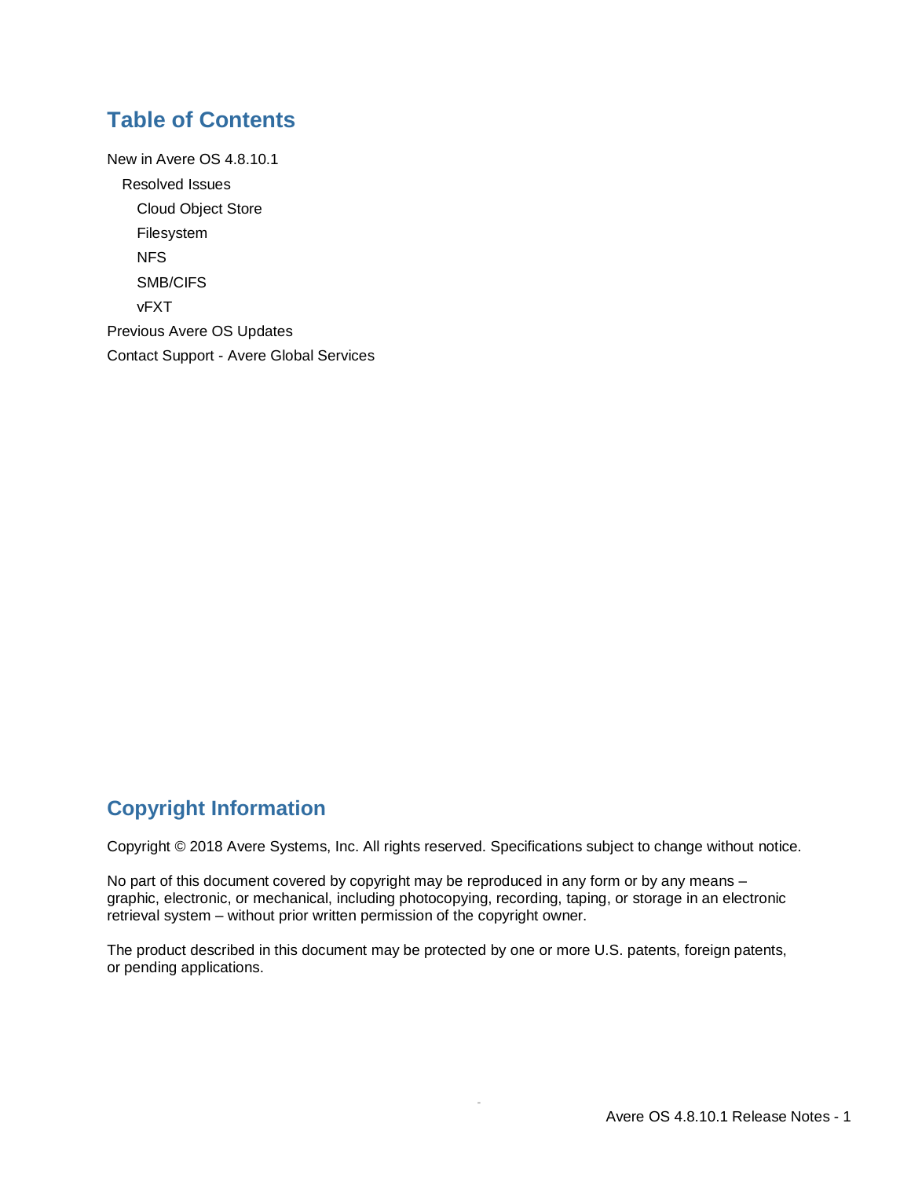## Table of Contents

New in Avere OS 4.8.10.1

- Resolved Issues
  - Cloud Object Store
  - Filesystem
  - NFS
  - SMB/CIFS
  - vFXT

Previous Avere OS Updates

Contact Support - Avere Global Services

## Copyright Information

Copyright © 2018 Avere Systems, Inc. All rights reserved. Specifications subject to change without notice.

No part of this document covered by copyright may be reproduced in any form or by any means – graphic, electronic, or mechanical, including photocopying, recording, taping, or storage in an electronic retrieval system – without prior written permission of the copyright owner.

The product described in this document may be protected by one or more U.S. patents, foreign patents, or pending applications.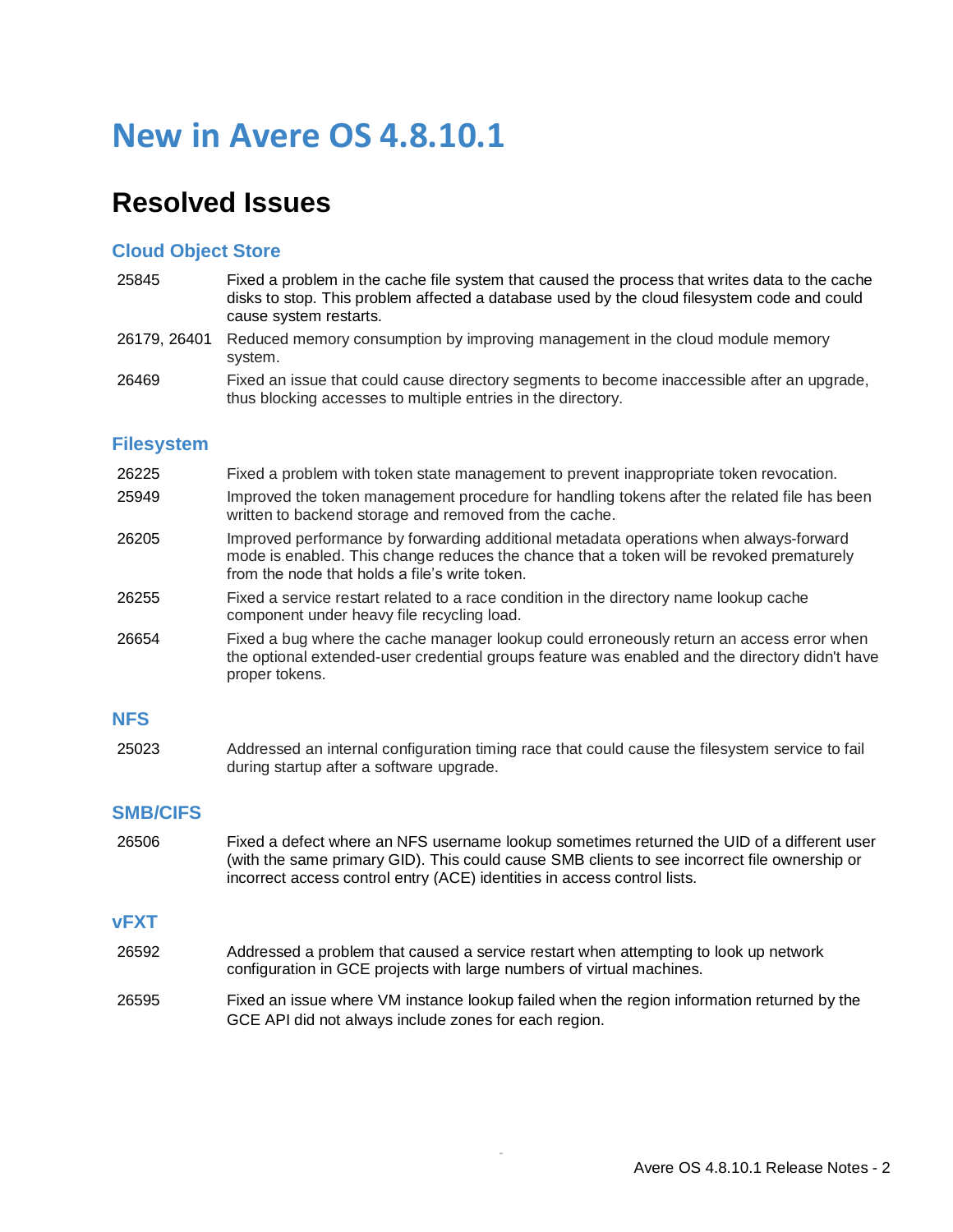# New in Avere OS 4.8.10.1

## Resolved Issues

### Cloud Object Store

| | |
|---|---|
| 25845 | Fixed a problem in the cache file system that caused the process that writes data to the cache disks to stop. This problem affected a database used by the cloud filesystem code and could cause system restarts. |
| 26179, 26401 | Reduced memory consumption by improving management in the cloud module memory system. |
| 26469 | Fixed an issue that could cause directory segments to become inaccessible after an upgrade, thus blocking accesses to multiple entries in the directory. |

### Filesystem

| | |
|---|---|
| 26225 | Fixed a problem with token state management to prevent inappropriate token revocation. |
| 25949 | Improved the token management procedure for handling tokens after the related file has been written to backend storage and removed from the cache. |
| 26205 | Improved performance by forwarding additional metadata operations when always-forward mode is enabled. This change reduces the chance that a token will be revoked prematurely from the node that holds a file's write token. |
| 26255 | Fixed a service restart related to a race condition in the directory name lookup cache component under heavy file recycling load. |
| 26654 | Fixed a bug where the cache manager lookup could erroneously return an access error when the optional extended-user credential groups feature was enabled and the directory didn't have proper tokens. |

### NFS

| | |
|---|---|
| 25023 | Addressed an internal configuration timing race that could cause the filesystem service to fail during startup after a software upgrade. |

### SMB/CIFS

| | |
|---|---|
| 26506 | Fixed a defect where an NFS username lookup sometimes returned the UID of a different user (with the same primary GID). This could cause SMB clients to see incorrect file ownership or incorrect access control entry (ACE) identities in access control lists. |

### vFXT

| | |
|---|---|
| 26592 | Addressed a problem that caused a service restart when attempting to look up network configuration in GCE projects with large numbers of virtual machines. |
| 26595 | Fixed an issue where VM instance lookup failed when the region information returned by the GCE API did not always include zones for each region. |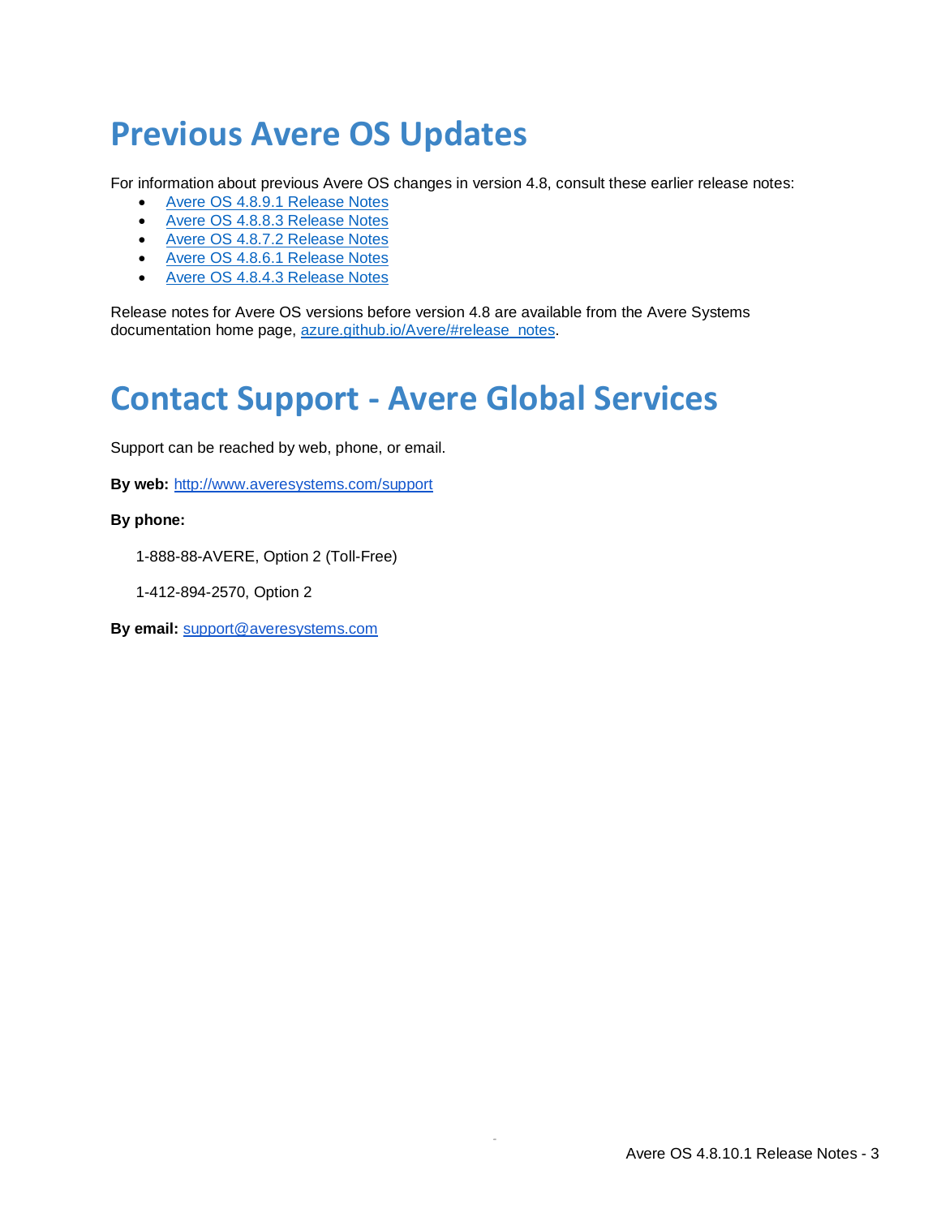# Previous Avere OS Updates

For information about previous Avere OS changes in version 4.8, consult these earlier release notes:

- Avere OS 4.8.9.1 Release Notes
- Avere OS 4.8.8.3 Release Notes
- Avere OS 4.8.7.2 Release Notes
- Avere OS 4.8.6.1 Release Notes
- Avere OS 4.8.4.3 Release Notes

Release notes for Avere OS versions before version 4.8 are available from the Avere Systems documentation home page, azure.github.io/Avere/#release_notes.

# Contact Support - Avere Global Services

Support can be reached by web, phone, or email.

**By web:** http://www.averesystems.com/support

**By phone:**

1-888-88-AVERE, Option 2 (Toll-Free)

1-412-894-2570, Option 2

**By email:** support@averesystems.com